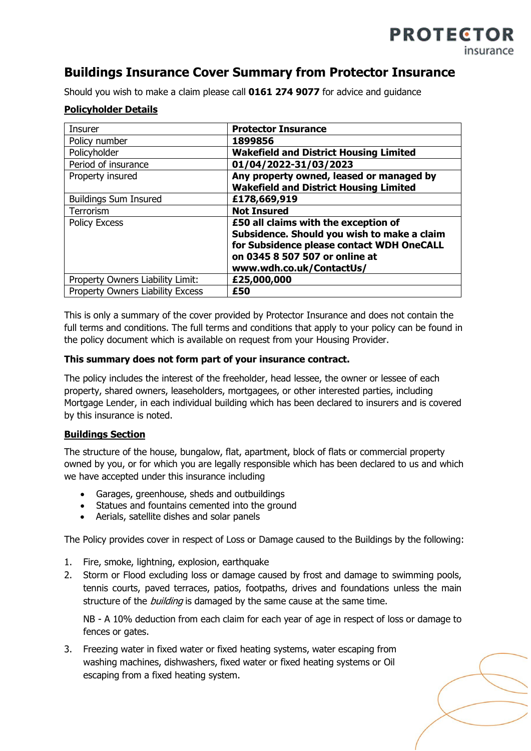# Buildings Insurance Cover Summary from Protector Insurance

Should you wish to make a claim please call **0161 274 9077** for advice and guidance

## Policyholder Details

| Insurer | **Protector Insurance** |
|---|---|
| Policy number | **1899856** |
| Policyholder | **Wakefield and District Housing Limited** |
| Period of insurance | **01/04/2022-31/03/2023** |
| Property insured | **Any property owned, leased or managed by Wakefield and District Housing Limited** |
| Buildings Sum Insured | **£178,669,919** |
| Terrorism | **Not Insured** |
| Policy Excess | **£50 all claims with the exception of Subsidence. Should you wish to make a claim for Subsidence please contact WDH OneCALL on 0345 8 507 507 or online at www.wdh.co.uk/ContactUs/** |
| Property Owners Liability Limit: | **£25,000,000** |
| Property Owners Liability Excess | **£50** |

This is only a summary of the cover provided by Protector Insurance and does not contain the full terms and conditions. The full terms and conditions that apply to your policy can be found in the policy document which is available on request from your Housing Provider.

**This summary does not form part of your insurance contract.**

The policy includes the interest of the freeholder, head lessee, the owner or lessee of each property, shared owners, leaseholders, mortgagees, or other interested parties, including Mortgage Lender, in each individual building which has been declared to insurers and is covered by this insurance is noted.

## Buildings Section

The structure of the house, bungalow, flat, apartment, block of flats or commercial property owned by you, or for which you are legally responsible which has been declared to us and which we have accepted under this insurance including

- Garages, greenhouse, sheds and outbuildings
- Statues and fountains cemented into the ground
- Aerials, satellite dishes and solar panels

The Policy provides cover in respect of Loss or Damage caused to the Buildings by the following:

1. Fire, smoke, lightning, explosion, earthquake
2. Storm or Flood excluding loss or damage caused by frost and damage to swimming pools, tennis courts, paved terraces, patios, footpaths, drives and foundations unless the main structure of the *building* is damaged by the same cause at the same time.

   NB - A 10% deduction from each claim for each year of age in respect of loss or damage to fences or gates.

3. Freezing water in fixed water or fixed heating systems, water escaping from washing machines, dishwashers, fixed water or fixed heating systems or Oil escaping from a fixed heating system.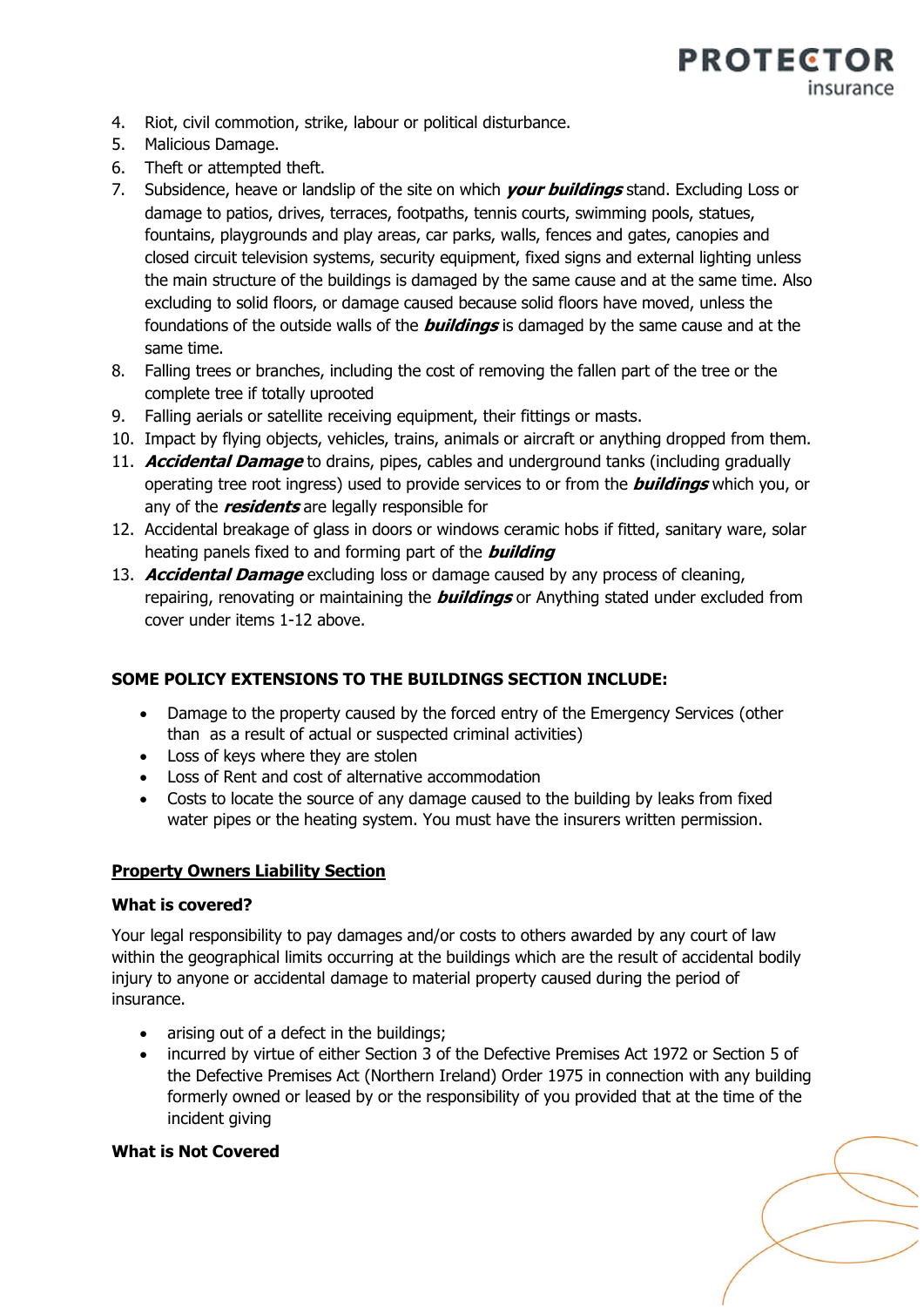4. Riot, civil commotion, strike, labour or political disturbance.
5. Malicious Damage.
6. Theft or attempted theft.
7. Subsidence, heave or landslip of the site on which ***your buildings*** stand. Excluding Loss or damage to patios, drives, terraces, footpaths, tennis courts, swimming pools, statues, fountains, playgrounds and play areas, car parks, walls, fences and gates, canopies and closed circuit television systems, security equipment, fixed signs and external lighting unless the main structure of the buildings is damaged by the same cause and at the same time. Also excluding to solid floors, or damage caused because solid floors have moved, unless the foundations of the outside walls of the ***buildings*** is damaged by the same cause and at the same time.
8. Falling trees or branches, including the cost of removing the fallen part of the tree or the complete tree if totally uprooted
9. Falling aerials or satellite receiving equipment, their fittings or masts.
10. Impact by flying objects, vehicles, trains, animals or aircraft or anything dropped from them.
11. ***Accidental Damage*** to drains, pipes, cables and underground tanks (including gradually operating tree root ingress) used to provide services to or from the ***buildings*** which you, or any of the ***residents*** are legally responsible for
12. Accidental breakage of glass in doors or windows ceramic hobs if fitted, sanitary ware, solar heating panels fixed to and forming part of the ***building***
13. ***Accidental Damage*** excluding loss or damage caused by any process of cleaning, repairing, renovating or maintaining the ***buildings*** or Anything stated under excluded from cover under items 1-12 above.

**SOME POLICY EXTENSIONS TO THE BUILDINGS SECTION INCLUDE:**

- Damage to the property caused by the forced entry of the Emergency Services (other than as a result of actual or suspected criminal activities)
- Loss of keys where they are stolen
- Loss of Rent and cost of alternative accommodation
- Costs to locate the source of any damage caused to the building by leaks from fixed water pipes or the heating system. You must have the insurers written permission.

**<u>Property Owners Liability Section</u>**

**What is covered?**

Your legal responsibility to pay damages and/or costs to others awarded by any court of law within the geographical limits occurring at the buildings which are the result of accidental bodily injury to anyone or accidental damage to material property caused during the period of insurance.

- arising out of a defect in the buildings;
- incurred by virtue of either Section 3 of the Defective Premises Act 1972 or Section 5 of the Defective Premises Act (Northern Ireland) Order 1975 in connection with any building formerly owned or leased by or the responsibility of you provided that at the time of the incident giving

**What is Not Covered**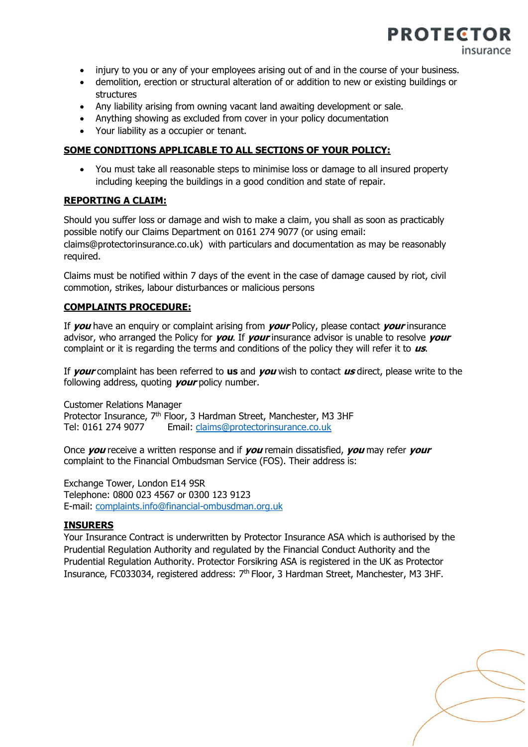- injury to you or any of your employees arising out of and in the course of your business.
- demolition, erection or structural alteration of or addition to new or existing buildings or structures
- Any liability arising from owning vacant land awaiting development or sale.
- Anything showing as excluded from cover in your policy documentation
- Your liability as a occupier or tenant.

## SOME CONDITIONS APPLICABLE TO ALL SECTIONS OF YOUR POLICY:

- You must take all reasonable steps to minimise loss or damage to all insured property including keeping the buildings in a good condition and state of repair.

## REPORTING A CLAIM:

Should you suffer loss or damage and wish to make a claim, you shall as soon as practicably possible notify our Claims Department on 0161 274 9077 (or using email: claims@protectorinsurance.co.uk) with particulars and documentation as may be reasonably required.

Claims must be notified within 7 days of the event in the case of damage caused by riot, civil commotion, strikes, labour disturbances or malicious persons

## COMPLAINTS PROCEDURE:

If ***you*** have an enquiry or complaint arising from ***your*** Policy, please contact ***your*** insurance advisor, who arranged the Policy for ***you***. If ***your*** insurance advisor is unable to resolve ***your*** complaint or it is regarding the terms and conditions of the policy they will refer it to ***us***.

If ***your*** complaint has been referred to **us** and ***you*** wish to contact ***us*** direct, please write to the following address, quoting ***your*** policy number.

Customer Relations Manager
Protector Insurance, 7th Floor, 3 Hardman Street, Manchester, M3 3HF
Tel: 0161 274 9077 Email: claims@protectorinsurance.co.uk

Once ***you*** receive a written response and if ***you*** remain dissatisfied, ***you*** may refer ***your*** complaint to the Financial Ombudsman Service (FOS). Their address is:

Exchange Tower, London E14 9SR
Telephone: 0800 023 4567 or 0300 123 9123
E-mail: complaints.info@financial-ombusdman.org.uk

## INSURERS

Your Insurance Contract is underwritten by Protector Insurance ASA which is authorised by the Prudential Regulation Authority and regulated by the Financial Conduct Authority and the Prudential Regulation Authority. Protector Forsikring ASA is registered in the UK as Protector Insurance, FC033034, registered address: 7th Floor, 3 Hardman Street, Manchester, M3 3HF.